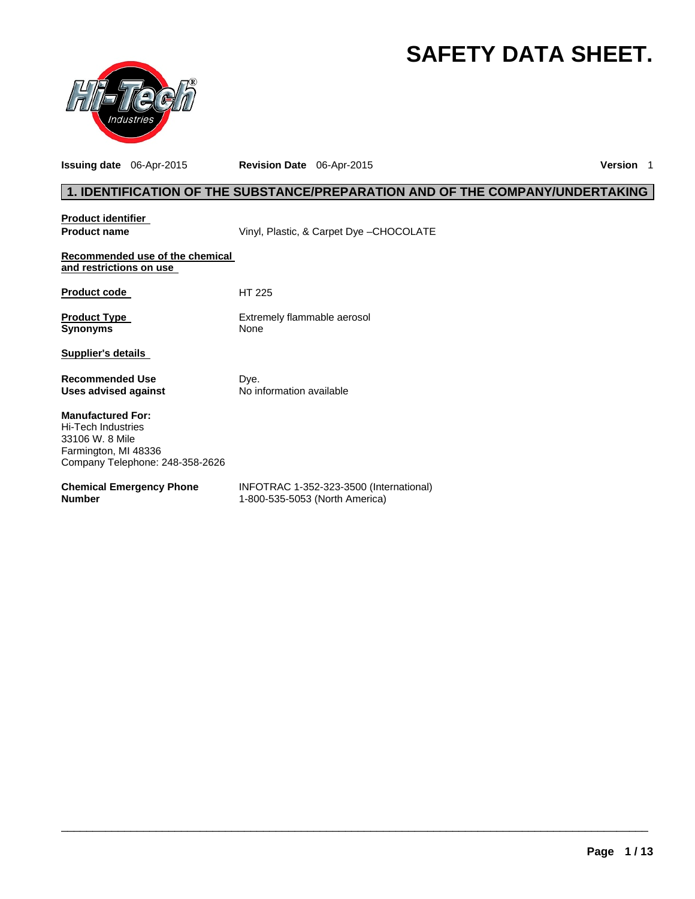# SAFETY DATA SHEET.

**Issuing date** 06-Apr-2015 **Revision Date** 06-Apr-2015 **Version** 1

## 1. IDENTIFICATION OF THE SUBSTANCE/PREPARATION AND OF THE COMPANY/UNDERTAKING

**Product identifier**

**Product name** Vinyl, Plastic, & Carpet Dye –CHOCOLATE

**Recommended use of the chemical and restrictions on use**

**Product code** HT 225

**Product Type** Extremely flammable aerosol

**Synonyms** None

**Supplier's details**

**Recommended Use** Dye.

**Uses advised against** No information available

**Manufactured For:**
Hi-Tech Industries
33106 W. 8 Mile
Farmington, MI 48336
Company Telephone: 248-358-2626

**Chemical Emergency Phone Number** INFOTRAC 1-352-323-3500 (International)
1-800-535-5053 (North America)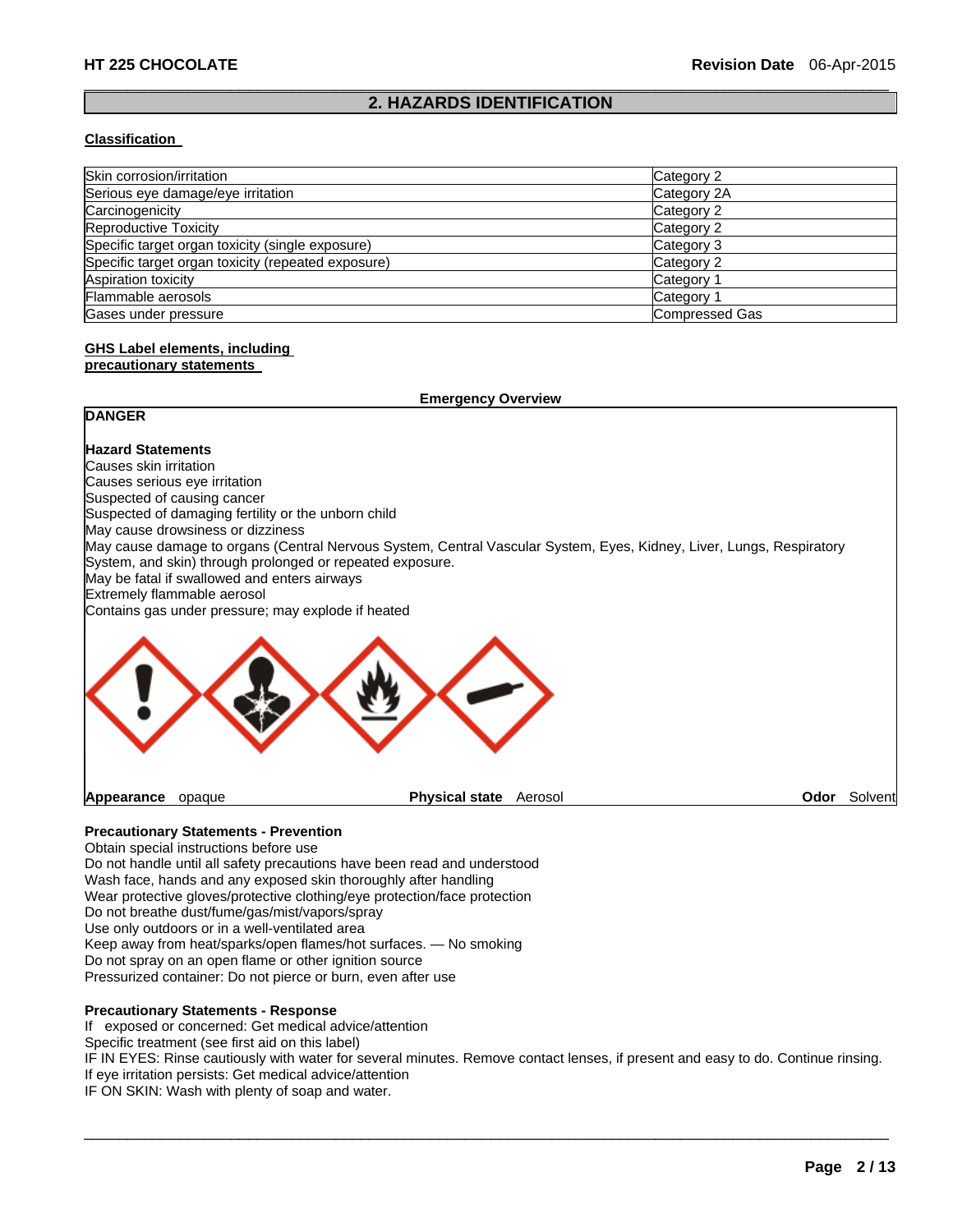## 2. HAZARDS IDENTIFICATION

### Classification

| | |
|---|---|
| Skin corrosion/irritation | Category 2 |
| Serious eye damage/eye irritation | Category 2A |
| Carcinogenicity | Category 2 |
| Reproductive Toxicity | Category 2 |
| Specific target organ toxicity (single exposure) | Category 3 |
| Specific target organ toxicity (repeated exposure) | Category 2 |
| Aspiration toxicity | Category 1 |
| Flammable aerosols | Category 1 |
| Gases under pressure | Compressed Gas |

### GHS Label elements, including precautionary statements

**Emergency Overview**

**DANGER**

**Hazard Statements**

Causes skin irritation
Causes serious eye irritation
Suspected of causing cancer
Suspected of damaging fertility or the unborn child
May cause drowsiness or dizziness
May cause damage to organs (Central Nervous System, Central Vascular System, Eyes, Kidney, Liver, Lungs, Respiratory System, and skin) through prolonged or repeated exposure.
May be fatal if swallowed and enters airways
Extremely flammable aerosol
Contains gas under pressure; may explode if heated

**Appearance** opaque **Physical state** Aerosol **Odor** Solvent

**Precautionary Statements - Prevention**

Obtain special instructions before use
Do not handle until all safety precautions have been read and understood
Wash face, hands and any exposed skin thoroughly after handling
Wear protective gloves/protective clothing/eye protection/face protection
Do not breathe dust/fume/gas/mist/vapors/spray
Use only outdoors or in a well-ventilated area
Keep away from heat/sparks/open flames/hot surfaces. — No smoking
Do not spray on an open flame or other ignition source
Pressurized container: Do not pierce or burn, even after use

**Precautionary Statements - Response**

If exposed or concerned: Get medical advice/attention
Specific treatment (see first aid on this label)
IF IN EYES: Rinse cautiously with water for several minutes. Remove contact lenses, if present and easy to do. Continue rinsing.
If eye irritation persists: Get medical advice/attention
IF ON SKIN: Wash with plenty of soap and water.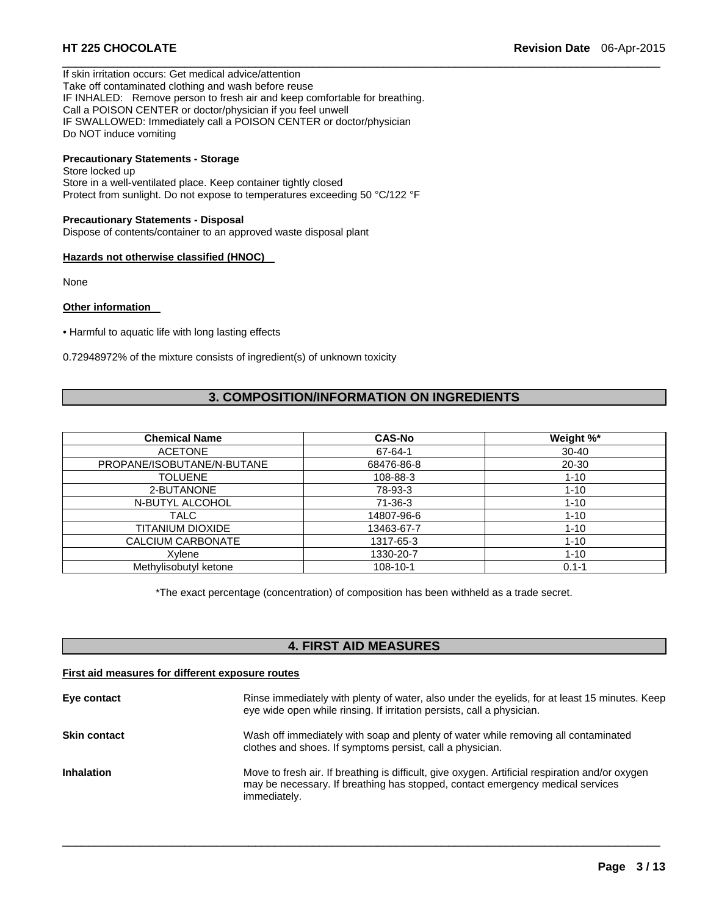If skin irritation occurs: Get medical advice/attention
Take off contaminated clothing and wash before reuse
IF INHALED: Remove person to fresh air and keep comfortable for breathing.
Call a POISON CENTER or doctor/physician if you feel unwell
IF SWALLOWED: Immediately call a POISON CENTER or doctor/physician
Do NOT induce vomiting

**Precautionary Statements - Storage**
Store locked up
Store in a well-ventilated place. Keep container tightly closed
Protect from sunlight. Do not expose to temperatures exceeding 50 °C/122 °F

**Precautionary Statements - Disposal**
Dispose of contents/container to an approved waste disposal plant

**Hazards not otherwise classified (HNOC)**

None

**Other information**

- Harmful to aquatic life with long lasting effects

0.72948972% of the mixture consists of ingredient(s) of unknown toxicity

## 3. COMPOSITION/INFORMATION ON INGREDIENTS

| Chemical Name | CAS-No | Weight %* |
|---|---|---|
| ACETONE | 67-64-1 | 30-40 |
| PROPANE/ISOBUTANE/N-BUTANE | 68476-86-8 | 20-30 |
| TOLUENE | 108-88-3 | 1-10 |
| 2-BUTANONE | 78-93-3 | 1-10 |
| N-BUTYL ALCOHOL | 71-36-3 | 1-10 |
| TALC | 14807-96-6 | 1-10 |
| TITANIUM DIOXIDE | 13463-67-7 | 1-10 |
| CALCIUM CARBONATE | 1317-65-3 | 1-10 |
| Xylene | 1330-20-7 | 1-10 |
| Methylisobutyl ketone | 108-10-1 | 0.1-1 |

*The exact percentage (concentration) of composition has been withheld as a trade secret.

## 4. FIRST AID MEASURES

**First aid measures for different exposure routes**

**Eye contact** Rinse immediately with plenty of water, also under the eyelids, for at least 15 minutes. Keep eye wide open while rinsing. If irritation persists, call a physician.

**Skin contact** Wash off immediately with soap and plenty of water while removing all contaminated clothes and shoes. If symptoms persist, call a physician.

**Inhalation** Move to fresh air. If breathing is difficult, give oxygen. Artificial respiration and/or oxygen may be necessary. If breathing has stopped, contact emergency medical services immediately.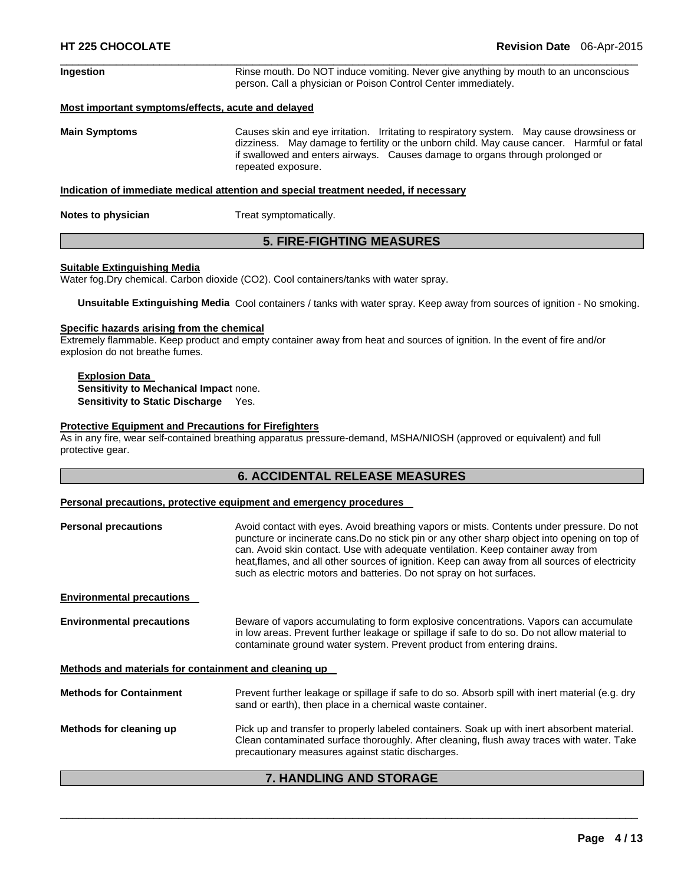**Ingestion** Rinse mouth. Do NOT induce vomiting. Never give anything by mouth to an unconscious person. Call a physician or Poison Control Center immediately.

**Most important symptoms/effects, acute and delayed**

**Main Symptoms** Causes skin and eye irritation. Irritating to respiratory system. May cause drowsiness or dizziness. May damage to fertility or the unborn child. May cause cancer. Harmful or fatal if swallowed and enters airways. Causes damage to organs through prolonged or repeated exposure.

**Indication of immediate medical attention and special treatment needed, if necessary**

**Notes to physician** Treat symptomatically.

## 5. FIRE-FIGHTING MEASURES

**Suitable Extinguishing Media**

Water fog.Dry chemical. Carbon dioxide ($CO_2$). Cool containers/tanks with water spray.

**Unsuitable Extinguishing Media** Cool containers / tanks with water spray. Keep away from sources of ignition - No smoking.

**Specific hazards arising from the chemical**

Extremely flammable. Keep product and empty container away from heat and sources of ignition. In the event of fire and/or explosion do not breathe fumes.

**Explosion Data**

**Sensitivity to Mechanical Impact** none.

**Sensitivity to Static Discharge** Yes.

**Protective Equipment and Precautions for Firefighters**

As in any fire, wear self-contained breathing apparatus pressure-demand, MSHA/NIOSH (approved or equivalent) and full protective gear.

## 6. ACCIDENTAL RELEASE MEASURES

**Personal precautions, protective equipment and emergency procedures**

**Personal precautions** Avoid contact with eyes. Avoid breathing vapors or mists. Contents under pressure. Do not puncture or incinerate cans.Do no stick pin or any other sharp object into opening on top of can. Avoid skin contact. Use with adequate ventilation. Keep container away from heat,flames, and all other sources of ignition. Keep can away from all sources of electricity such as electric motors and batteries. Do not spray on hot surfaces.

**Environmental precautions**

**Environmental precautions** Beware of vapors accumulating to form explosive concentrations. Vapors can accumulate in low areas. Prevent further leakage or spillage if safe to do so. Do not allow material to contaminate ground water system. Prevent product from entering drains.

**Methods and materials for containment and cleaning up**

**Methods for Containment** Prevent further leakage or spillage if safe to do so. Absorb spill with inert material (e.g. dry sand or earth), then place in a chemical waste container.

**Methods for cleaning up** Pick up and transfer to properly labeled containers. Soak up with inert absorbent material. Clean contaminated surface thoroughly. After cleaning, flush away traces with water. Take precautionary measures against static discharges.

## 7. HANDLING AND STORAGE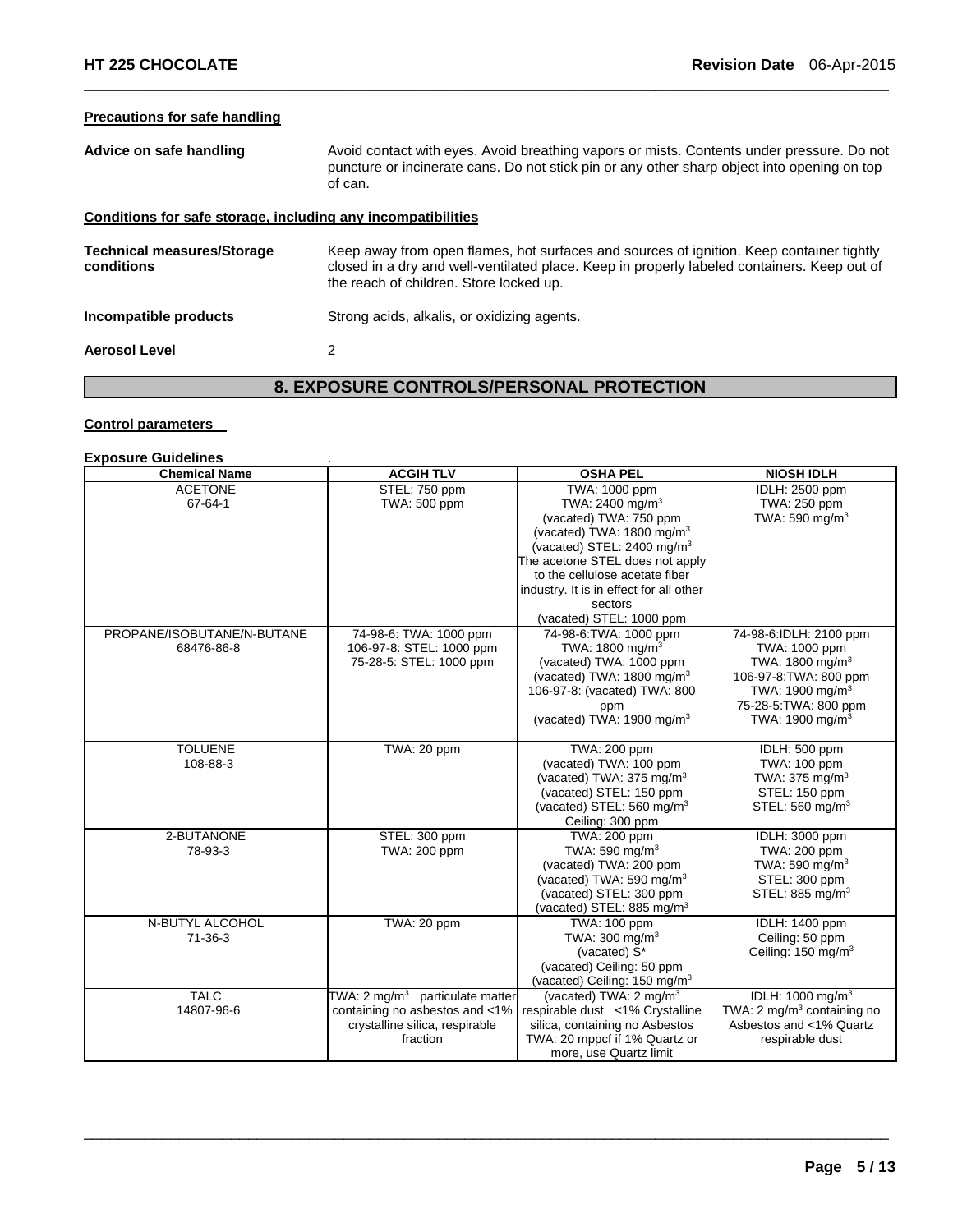### Precautions for safe handling

**Advice on safe handling** Avoid contact with eyes. Avoid breathing vapors or mists. Contents under pressure. Do not puncture or incinerate cans. Do not stick pin or any other sharp object into opening on top of can.

### Conditions for safe storage, including any incompatibilities

**Technical measures/Storage conditions** Keep away from open flames, hot surfaces and sources of ignition. Keep container tightly closed in a dry and well-ventilated place. Keep in properly labeled containers. Keep out of the reach of children. Store locked up.

**Incompatible products** Strong acids, alkalis, or oxidizing agents.

**Aerosol Level** 2

## 8. EXPOSURE CONTROLS/PERSONAL PROTECTION

### Control parameters

**Exposure Guidelines** .

| Chemical Name | ACGIH TLV | OSHA PEL | NIOSH IDLH |
|---|---|---|---|
| ACETONE<br>67-64-1 | STEL: 750 ppm<br>TWA: 500 ppm | TWA: 1000 ppm<br>TWA: 2400 mg/m³<br>(vacated) TWA: 750 ppm<br>(vacated) TWA: 1800 mg/m³<br>(vacated) STEL: 2400 mg/m³<br>The acetone STEL does not apply to the cellulose acetate fiber industry. It is in effect for all other sectors<br>(vacated) STEL: 1000 ppm | IDLH: 2500 ppm<br>TWA: 250 ppm<br>TWA: 590 mg/m³ |
| PROPANE/ISOBUTANE/N-BUTANE<br>68476-86-8 | 74-98-6: TWA: 1000 ppm<br>106-97-8: STEL: 1000 ppm<br>75-28-5: STEL: 1000 ppm | 74-98-6:TWA: 1000 ppm<br>TWA: 1800 mg/m³<br>(vacated) TWA: 1000 ppm<br>(vacated) TWA: 1800 mg/m³<br>106-97-8: (vacated) TWA: 800 ppm<br>(vacated) TWA: 1900 mg/m³ | 74-98-6:IDLH: 2100 ppm<br>TWA: 1000 ppm<br>TWA: 1800 mg/m³<br>106-97-8:TWA: 800 ppm<br>TWA: 1900 mg/m³<br>75-28-5:TWA: 800 ppm<br>TWA: 1900 mg/m³ |
| TOLUENE<br>108-88-3 | TWA: 20 ppm | TWA: 200 ppm<br>(vacated) TWA: 100 ppm<br>(vacated) TWA: 375 mg/m³<br>(vacated) STEL: 150 ppm<br>(vacated) STEL: 560 mg/m³<br>Ceiling: 300 ppm | IDLH: 500 ppm<br>TWA: 100 ppm<br>TWA: 375 mg/m³<br>STEL: 150 ppm<br>STEL: 560 mg/m³ |
| 2-BUTANONE<br>78-93-3 | STEL: 300 ppm<br>TWA: 200 ppm | TWA: 200 ppm<br>TWA: 590 mg/m³<br>(vacated) TWA: 200 ppm<br>(vacated) TWA: 590 mg/m³<br>(vacated) STEL: 300 ppm<br>(vacated) STEL: 885 mg/m³ | IDLH: 3000 ppm<br>TWA: 200 ppm<br>TWA: 590 mg/m³<br>STEL: 300 ppm<br>STEL: 885 mg/m³ |
| N-BUTYL ALCOHOL<br>71-36-3 | TWA: 20 ppm | TWA: 100 ppm<br>TWA: 300 mg/m³<br>(vacated) S*<br>(vacated) Ceiling: 50 ppm<br>(vacated) Ceiling: 150 mg/m³ | IDLH: 1400 ppm<br>Ceiling: 50 ppm<br>Ceiling: 150 mg/m³ |
| TALC<br>14807-96-6 | TWA: 2 mg/m³ particulate matter containing no asbestos and <1% crystalline silica, respirable fraction | (vacated) TWA: 2 mg/m³ respirable dust <1% Crystalline silica, containing no Asbestos<br>TWA: 20 mppcf if 1% Quartz or more, use Quartz limit | IDLH: 1000 mg/m³<br>TWA: 2 mg/m³ containing no Asbestos and <1% Quartz respirable dust |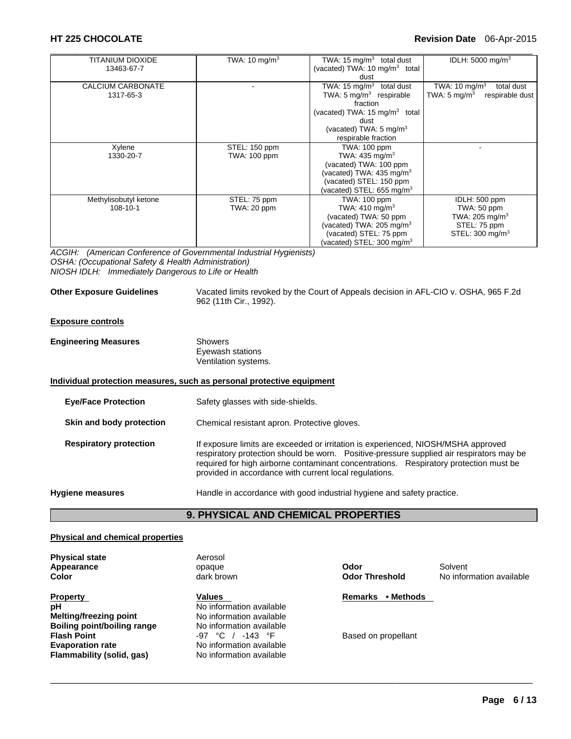| | | | |
|---|---|---|---|
| TITANIUM DIOXIDE 13463-67-7 | TWA: 10 mg/m$^3$ | TWA: 15 mg/m$^3$ total dust (vacated) TWA: 10 mg/m$^3$ total dust | IDLH: 5000 mg/m$^3$ |
| CALCIUM CARBONATE 1317-65-3 | - | TWA: 15 mg/m$^3$ total dust TWA: 5 mg/m$^3$ respirable fraction (vacated) TWA: 15 mg/m$^3$ total dust (vacated) TWA: 5 mg/m$^3$ respirable fraction | TWA: 10 mg/m$^3$ total dust TWA: 5 mg/m$^3$ respirable dust |
| Xylene 1330-20-7 | STEL: 150 ppm TWA: 100 ppm | TWA: 100 ppm TWA: 435 mg/m$^3$ (vacated) TWA: 100 ppm (vacated) TWA: 435 mg/m$^3$ (vacated) STEL: 150 ppm (vacated) STEL: 655 mg/m$^3$ | - |
| Methylisobutyl ketone 108-10-1 | STEL: 75 ppm TWA: 20 ppm | TWA: 100 ppm TWA: 410 mg/m$^3$ (vacated) TWA: 50 ppm (vacated) TWA: 205 mg/m$^3$ (vacated) STEL: 75 ppm (vacated) STEL: 300 mg/m$^3$ | IDLH: 500 ppm TWA: 50 ppm TWA: 205 mg/m$^3$ STEL: 75 ppm STEL: 300 mg/m$^3$ |

*ACGIH: (American Conference of Governmental Industrial Hygienists)*
*OSHA: (Occupational Safety & Health Administration)*
*NIOSH IDLH: Immediately Dangerous to Life or Health*

**Other Exposure Guidelines** Vacated limits revoked by the Court of Appeals decision in AFL-CIO v. OSHA, 965 F.2d 962 (11th Cir., 1992).

**Exposure controls**

**Engineering Measures** Showers
Eyewash stations
Ventilation systems.

**Individual protection measures, such as personal protective equipment**

**Eye/Face Protection** Safety glasses with side-shields.

**Skin and body protection** Chemical resistant apron. Protective gloves.

**Respiratory protection** If exposure limits are exceeded or irritation is experienced, NIOSH/MSHA approved respiratory protection should be worn. Positive-pressure supplied air respirators may be required for high airborne contaminant concentrations. Respiratory protection must be provided in accordance with current local regulations.

**Hygiene measures** Handle in accordance with good industrial hygiene and safety practice.

## 9. PHYSICAL AND CHEMICAL PROPERTIES

**Physical and chemical properties**

**Physical state** Aerosol
**Appearance** opaque
**Color** dark brown
**Odor** Solvent
**Odor Threshold** No information available

| Property | Values | Remarks • Methods |
|---|---|---|
| **pH** | No information available | |
| **Melting/freezing point** | No information available | |
| **Boiling point/boiling range** | No information available | |
| **Flash Point** | -97 °C / -143 °F | Based on propellant |
| **Evaporation rate** | No information available | |
| **Flammability (solid, gas)** | No information available | |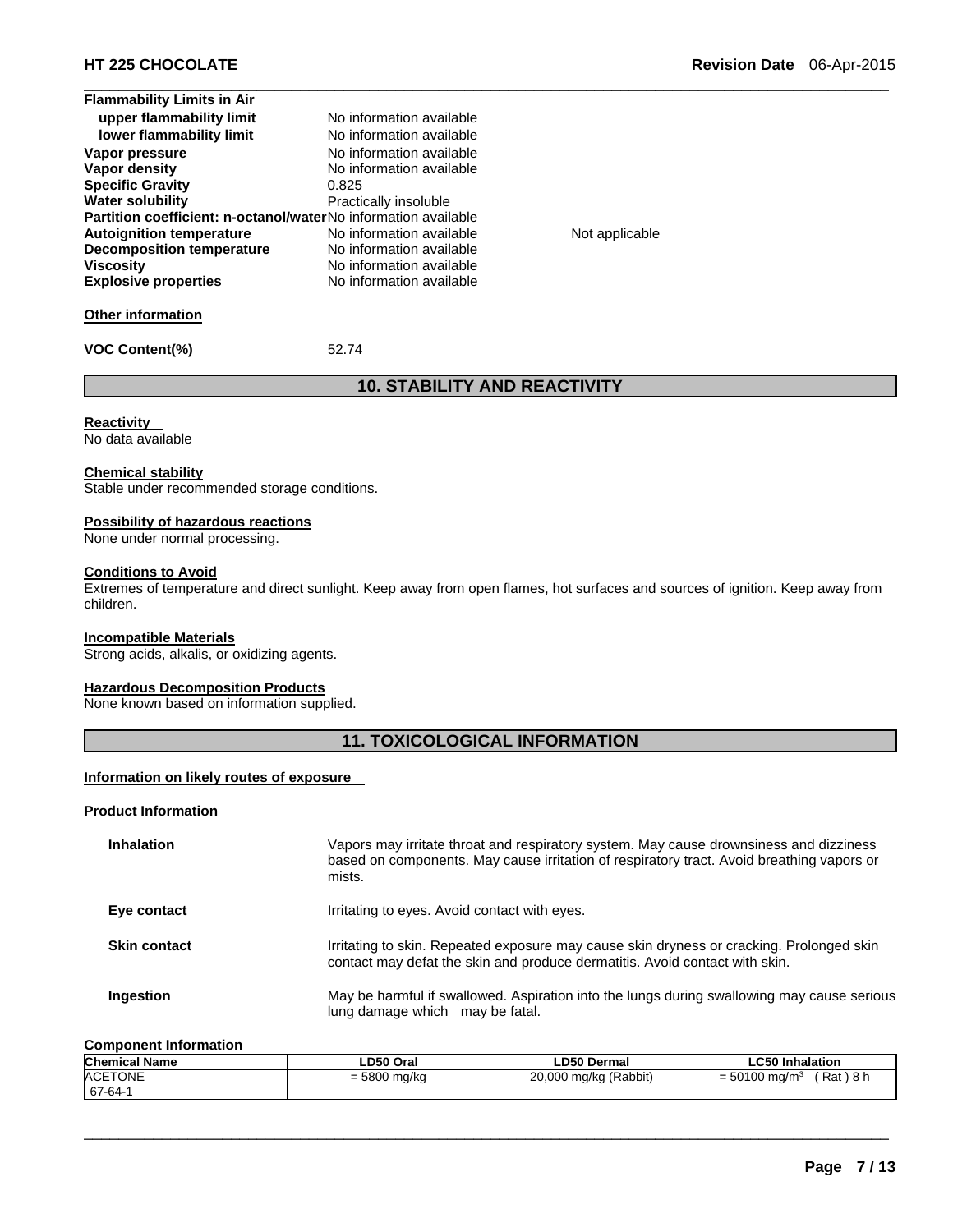| | | |
|---|---|---|
| **Flammability Limits in Air** | | |
| **upper flammability limit** | No information available | |
| **lower flammability limit** | No information available | |
| **Vapor pressure** | No information available | |
| **Vapor density** | No information available | |
| **Specific Gravity** | 0.825 | |
| **Water solubility** | Practically insoluble | |
| **Partition coefficient: n-octanol/water** | No information available | |
| **Autoignition temperature** | No information available | Not applicable |
| **Decomposition temperature** | No information available | |
| **Viscosity** | No information available | |
| **Explosive properties** | No information available | |

**Other information**

**VOC Content(%)** 52.74

## 10. STABILITY AND REACTIVITY

**Reactivity**
No data available

**Chemical stability**
Stable under recommended storage conditions.

**Possibility of hazardous reactions**
None under normal processing.

**Conditions to Avoid**
Extremes of temperature and direct sunlight. Keep away from open flames, hot surfaces and sources of ignition. Keep away from children.

**Incompatible Materials**
Strong acids, alkalis, or oxidizing agents.

**Hazardous Decomposition Products**
None known based on information supplied.

## 11. TOXICOLOGICAL INFORMATION

**Information on likely routes of exposure**

**Product Information**

| | |
|---|---|
| **Inhalation** | Vapors may irritate throat and respiratory system. May cause drownsiness and dizziness based on components. May cause irritation of respiratory tract. Avoid breathing vapors or mists. |
| **Eye contact** | Irritating to eyes. Avoid contact with eyes. |
| **Skin contact** | Irritating to skin. Repeated exposure may cause skin dryness or cracking. Prolonged skin contact may defat the skin and produce dermatitis. Avoid contact with skin. |
| **Ingestion** | May be harmful if swallowed. Aspiration into the lungs during swallowing may cause serious lung damage which may be fatal. |

**Component Information**

| Chemical Name | LD50 Oral | LD50 Dermal | LC50 Inhalation |
|---|---|---|---|
| ACETONE<br>67-64-1 | = 5800 mg/kg | 20,000 mg/kg (Rabbit) | = 50100 $mg/m^3$ ( Rat ) 8 h |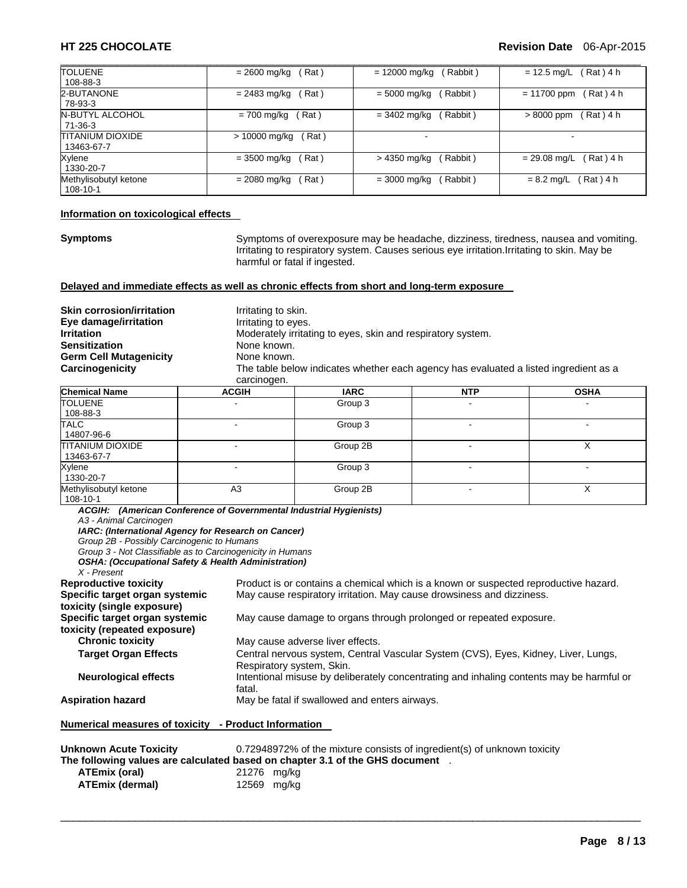| | | | |
|---|---|---|---|
| TOLUENE 108-88-3 | = 2600 mg/kg ( Rat ) | = 12000 mg/kg ( Rabbit ) | = 12.5 mg/L ( Rat ) 4 h |
| 2-BUTANONE 78-93-3 | = 2483 mg/kg ( Rat ) | = 5000 mg/kg ( Rabbit ) | = 11700 ppm ( Rat ) 4 h |
| N-BUTYL ALCOHOL 71-36-3 | = 700 mg/kg ( Rat ) | = 3402 mg/kg ( Rabbit ) | > 8000 ppm ( Rat ) 4 h |
| TITANIUM DIOXIDE 13463-67-7 | > 10000 mg/kg ( Rat ) | - | - |
| Xylene 1330-20-7 | = 3500 mg/kg ( Rat ) | > 4350 mg/kg ( Rabbit ) | = 29.08 mg/L ( Rat ) 4 h |
| Methylisobutyl ketone 108-10-1 | = 2080 mg/kg ( Rat ) | = 3000 mg/kg ( Rabbit ) | = 8.2 mg/L ( Rat ) 4 h |

**Information on toxicological effects**

**Symptoms** Symptoms of overexposure may be headache, dizziness, tiredness, nausea and vomiting. Irritating to respiratory system. Causes serious eye irritation.Irritating to skin. May be harmful or fatal if ingested.

**Delayed and immediate effects as well as chronic effects from short and long-term exposure**

**Skin corrosion/irritation** Irritating to skin.
**Eye damage/irritation** Irritating to eyes.
**Irritation** Moderately irritating to eyes, skin and respiratory system.
**Sensitization** None known.
**Germ Cell Mutagenicity** None known.
**Carcinogenicity** The table below indicates whether each agency has evaluated a listed ingredient as a carcinogen.

| Chemical Name | ACGIH | IARC | NTP | OSHA |
|---|---|---|---|---|
| TOLUENE 108-88-3 | - | Group 3 | - | - |
| TALC 14807-96-6 | - | Group 3 | - | - |
| TITANIUM DIOXIDE 13463-67-7 | - | Group 2B | - | X |
| Xylene 1330-20-7 | - | Group 3 | - | - |
| Methylisobutyl ketone 108-10-1 | A3 | Group 2B | - | X |

***ACGIH: (American Conference of Governmental Industrial Hygienists)***
*A3 - Animal Carcinogen*
***IARC: (International Agency for Research on Cancer)***
*Group 2B - Possibly Carcinogenic to Humans*
*Group 3 - Not Classifiable as to Carcinogenicity in Humans*
***OSHA: (Occupational Safety & Health Administration)***
*X - Present*

**Reproductive toxicity** Product is or contains a chemical which is a known or suspected reproductive hazard.
**Specific target organ systemic toxicity (single exposure)** May cause respiratory irritation. May cause drowsiness and dizziness.
**Specific target organ systemic toxicity (repeated exposure)** May cause damage to organs through prolonged or repeated exposure.
**Chronic toxicity** May cause adverse liver effects.
**Target Organ Effects** Central nervous system, Central Vascular System (CVS), Eyes, Kidney, Liver, Lungs, Respiratory system, Skin.
**Neurological effects** Intentional misuse by deliberately concentrating and inhaling contents may be harmful or fatal.
**Aspiration hazard** May be fatal if swallowed and enters airways.

**Numerical measures of toxicity - Product Information**

**Unknown Acute Toxicity** 0.72948972% of the mixture consists of ingredient(s) of unknown toxicity
**The following values are calculated based on chapter 3.1 of the GHS document** .
**ATEmix (oral)** 21276 mg/kg
**ATEmix (dermal)** 12569 mg/kg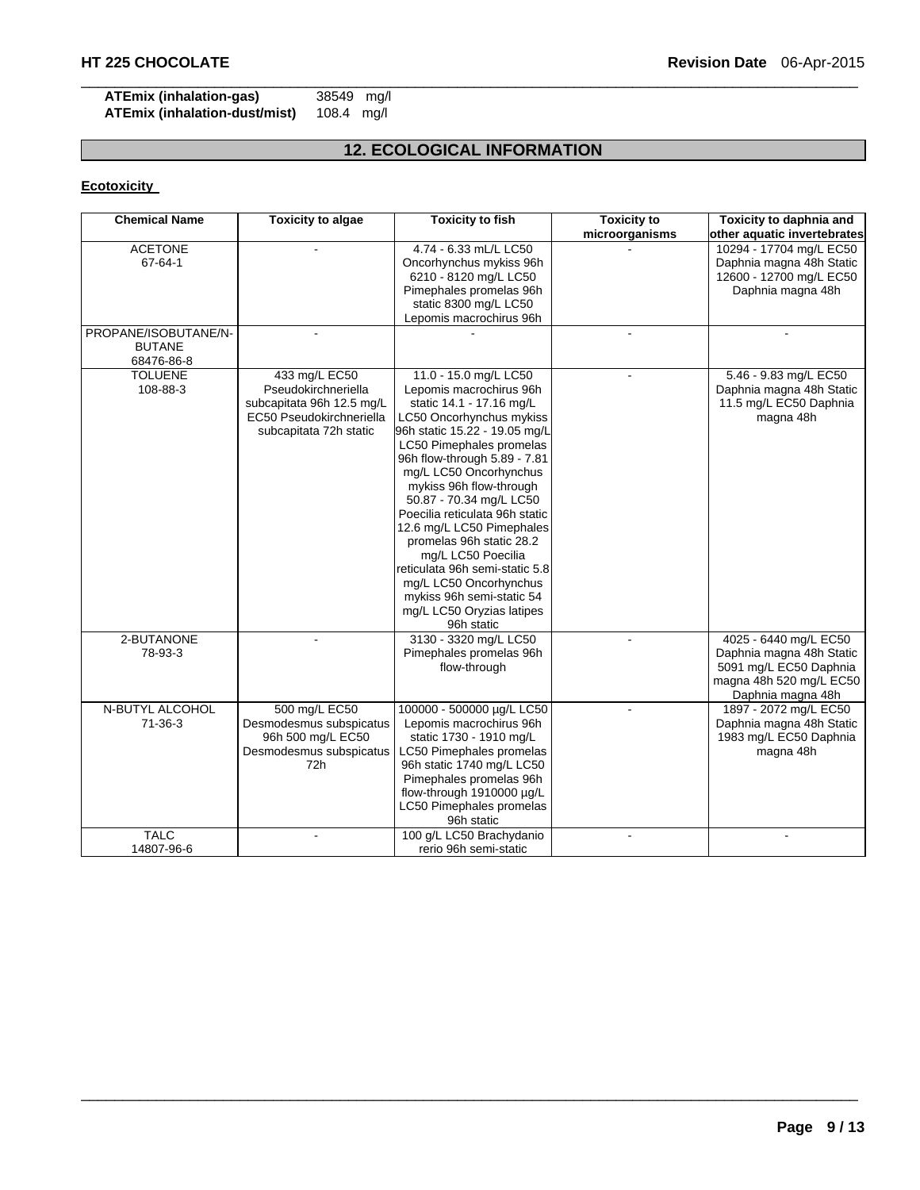**ATEmix (inhalation-gas)** 38549 mg/l
**ATEmix (inhalation-dust/mist)** 108.4 mg/l

## 12. ECOLOGICAL INFORMATION

**Ecotoxicity**

| Chemical Name | Toxicity to algae | Toxicity to fish | Toxicity to microorganisms | Toxicity to daphnia and other aquatic invertebrates |
|---|---|---|---|---|
| ACETONE 67-64-1 | - | 4.74 - 6.33 mL/L LC50 Oncorhynchus mykiss 96h 6210 - 8120 mg/L LC50 Pimephales promelas 96h static 8300 mg/L LC50 Lepomis macrochirus 96h | - | 10294 - 17704 mg/L EC50 Daphnia magna 48h Static 12600 - 12700 mg/L EC50 Daphnia magna 48h |
| PROPANE/ISOBUTANE/N-BUTANE 68476-86-8 | - | - | - | - |
| TOLUENE 108-88-3 | 433 mg/L EC50 Pseudokirchneriella subcapitata 96h 12.5 mg/L EC50 Pseudokirchneriella subcapitata 72h static | 11.0 - 15.0 mg/L LC50 Lepomis macrochirus 96h static 14.1 - 17.16 mg/L LC50 Oncorhynchus mykiss 96h static 15.22 - 19.05 mg/L LC50 Pimephales promelas 96h flow-through 5.89 - 7.81 mg/L LC50 Oncorhynchus mykiss 96h flow-through 50.87 - 70.34 mg/L LC50 Poecilia reticulata 96h static 12.6 mg/L LC50 Pimephales promelas 96h static 28.2 mg/L LC50 Poecilia reticulata 96h semi-static 5.8 mg/L LC50 Oncorhynchus mykiss 96h semi-static 54 mg/L LC50 Oryzias latipes 96h static | - | 5.46 - 9.83 mg/L EC50 Daphnia magna 48h Static 11.5 mg/L EC50 Daphnia magna 48h |
| 2-BUTANONE 78-93-3 | - | 3130 - 3320 mg/L LC50 Pimephales promelas 96h flow-through | - | 4025 - 6440 mg/L EC50 Daphnia magna 48h Static 5091 mg/L EC50 Daphnia magna 48h 520 mg/L EC50 Daphnia magna 48h |
| N-BUTYL ALCOHOL 71-36-3 | 500 mg/L EC50 Desmodesmus subspicatus 96h 500 mg/L EC50 Desmodesmus subspicatus 72h | 100000 - 500000 µg/L LC50 Lepomis macrochirus 96h static 1730 - 1910 mg/L LC50 Pimephales promelas 96h static 1740 mg/L LC50 Pimephales promelas 96h flow-through 1910000 µg/L LC50 Pimephales promelas 96h static | - | 1897 - 2072 mg/L EC50 Daphnia magna 48h Static 1983 mg/L EC50 Daphnia magna 48h |
| TALC 14807-96-6 | - | 100 g/L LC50 Brachydanio rerio 96h semi-static | - | - |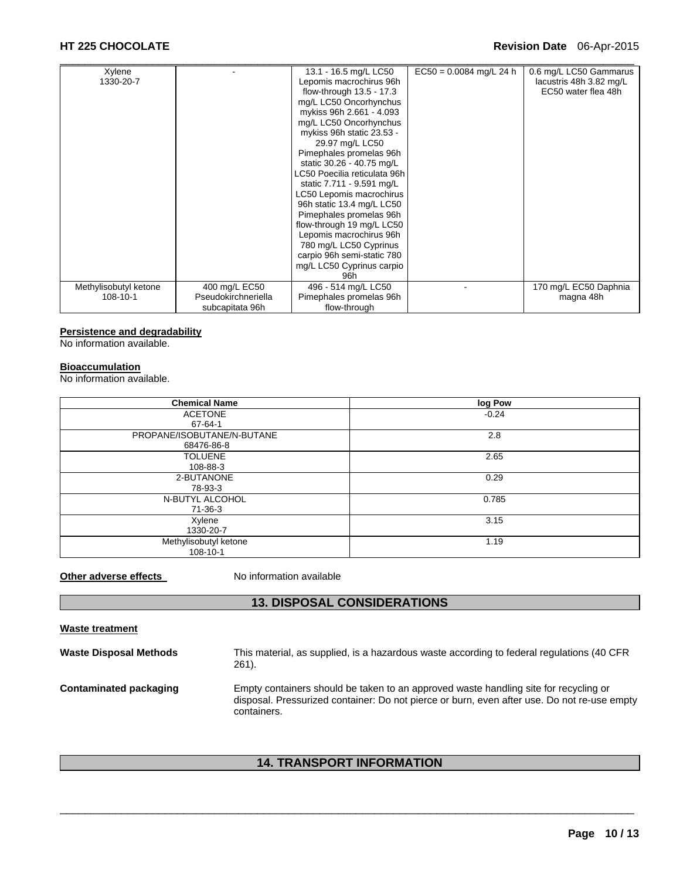| | | | | |
|---|---|---|---|---|
| Xylene<br>1330-20-7 | - | 13.1 - 16.5 mg/L LC50 Lepomis macrochirus 96h flow-through 13.5 - 17.3 mg/L LC50 Oncorhynchus mykiss 96h 2.661 - 4.093 mg/L LC50 Oncorhynchus mykiss 96h static 23.53 - 29.97 mg/L LC50 Pimephales promelas 96h static 30.26 - 40.75 mg/L LC50 Poecilia reticulata 96h static 7.711 - 9.591 mg/L LC50 Lepomis macrochirus 96h static 13.4 mg/L LC50 Pimephales promelas 96h flow-through 19 mg/L LC50 Lepomis macrochirus 96h 780 mg/L LC50 Cyprinus carpio 96h semi-static 780 mg/L LC50 Cyprinus carpio 96h | EC50 = 0.0084 mg/L 24 h | 0.6 mg/L LC50 Gammarus lacustris 48h 3.82 mg/L EC50 water flea 48h |
| Methylisobutyl ketone<br>108-10-1 | 400 mg/L EC50 Pseudokirchneriella subcapitata 96h | 496 - 514 mg/L LC50 Pimephales promelas 96h flow-through | - | 170 mg/L EC50 Daphnia magna 48h |

**Persistence and degradability**

No information available.

**Bioaccumulation**

No information available.

| Chemical Name | log Pow |
|---|---|
| ACETONE<br>67-64-1 | -0.24 |
| PROPANE/ISOBUTANE/N-BUTANE<br>68476-86-8 | 2.8 |
| TOLUENE<br>108-88-3 | 2.65 |
| 2-BUTANONE<br>78-93-3 | 0.29 |
| N-BUTYL ALCOHOL<br>71-36-3 | 0.785 |
| Xylene<br>1330-20-7 | 3.15 |
| Methylisobutyl ketone<br>108-10-1 | 1.19 |

**Other adverse effects** No information available

## 13. DISPOSAL CONSIDERATIONS

**Waste treatment**

**Waste Disposal Methods** This material, as supplied, is a hazardous waste according to federal regulations (40 CFR 261).

**Contaminated packaging** Empty containers should be taken to an approved waste handling site for recycling or disposal. Pressurized container: Do not pierce or burn, even after use. Do not re-use empty containers.

## 14. TRANSPORT INFORMATION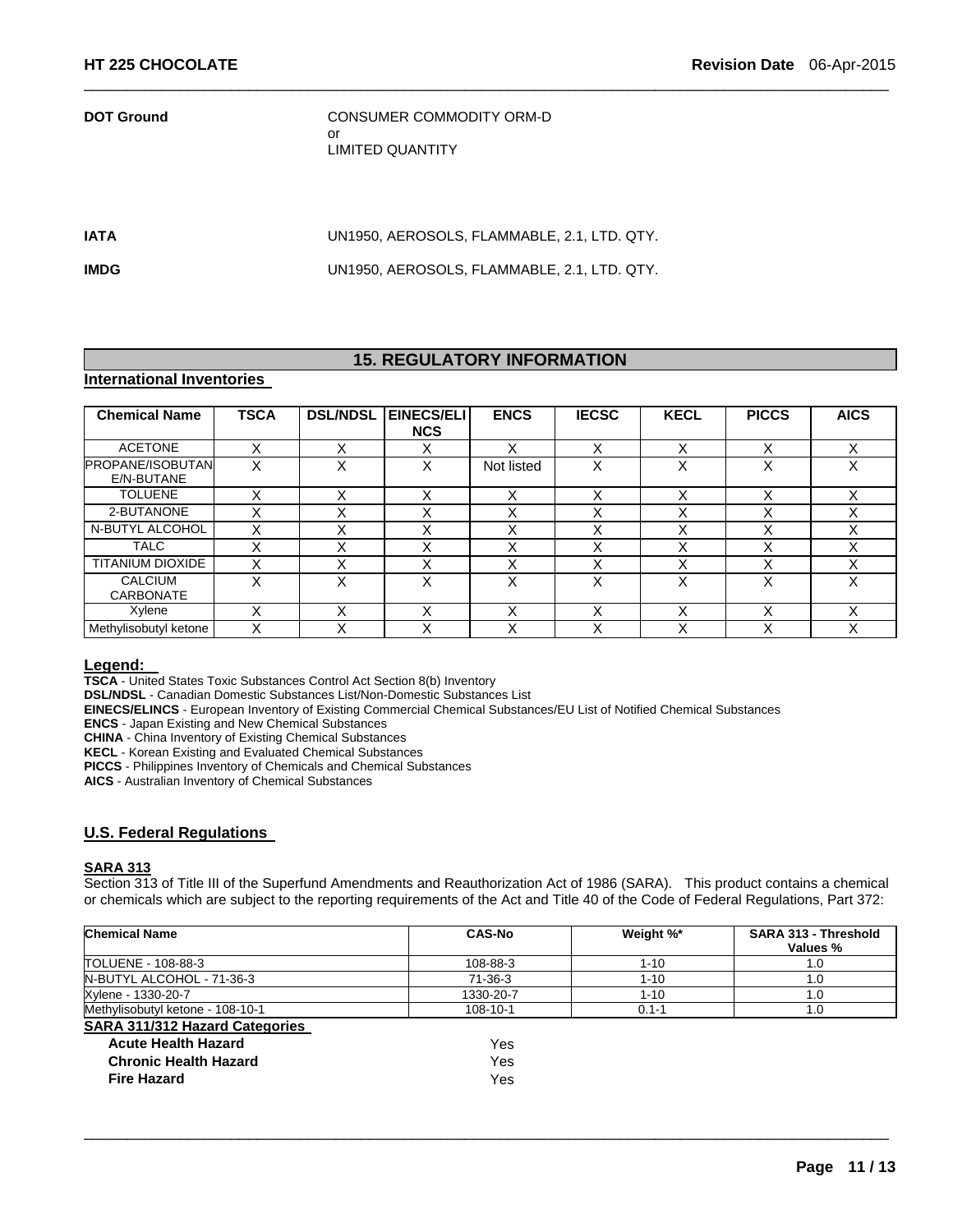| | |
|---|---|
| **DOT Ground** | CONSUMER COMMODITY ORM-D<br>or<br>LIMITED QUANTITY |
| **IATA** | UN1950, AEROSOLS, FLAMMABLE, 2.1, LTD. QTY. |
| **IMDG** | UN1950, AEROSOLS, FLAMMABLE, 2.1, LTD. QTY. |

## 15. REGULATORY INFORMATION

### International Inventories

| Chemical Name | TSCA | DSL/NDSL | EINECS/ELINCS | ENCS | IECSC | KECL | PICCS | AICS |
|---|---|---|---|---|---|---|---|---|
| ACETONE | X | X | X | X | X | X | X | X |
| PROPANE/ISOBUTANE/N-BUTANE | X | X | X | Not listed | X | X | X | X |
| TOLUENE | X | X | X | X | X | X | X | X |
| 2-BUTANONE | X | X | X | X | X | X | X | X |
| N-BUTYL ALCOHOL | X | X | X | X | X | X | X | X |
| TALC | X | X | X | X | X | X | X | X |
| TITANIUM DIOXIDE | X | X | X | X | X | X | X | X |
| CALCIUM CARBONATE | X | X | X | X | X | X | X | X |
| Xylene | X | X | X | X | X | X | X | X |
| Methylisobutyl ketone | X | X | X | X | X | X | X | X |

**Legend:**

**TSCA** - United States Toxic Substances Control Act Section 8(b) Inventory
**DSL/NDSL** - Canadian Domestic Substances List/Non-Domestic Substances List
**EINECS/ELINCS** - European Inventory of Existing Commercial Chemical Substances/EU List of Notified Chemical Substances
**ENCS** - Japan Existing and New Chemical Substances
**CHINA** - China Inventory of Existing Chemical Substances
**KECL** - Korean Existing and Evaluated Chemical Substances
**PICCS** - Philippines Inventory of Chemicals and Chemical Substances
**AICS** - Australian Inventory of Chemical Substances

### U.S. Federal Regulations

**SARA 313**

Section 313 of Title III of the Superfund Amendments and Reauthorization Act of 1986 (SARA). This product contains a chemical or chemicals which are subject to the reporting requirements of the Act and Title 40 of the Code of Federal Regulations, Part 372:

| Chemical Name | CAS-No | Weight %* | SARA 313 - Threshold Values % |
|---|---|---|---|
| TOLUENE - 108-88-3 | 108-88-3 | 1-10 | 1.0 |
| N-BUTYL ALCOHOL - 71-36-3 | 71-36-3 | 1-10 | 1.0 |
| Xylene - 1330-20-7 | 1330-20-7 | 1-10 | 1.0 |
| Methylisobutyl ketone - 108-10-1 | 108-10-1 | 0.1-1 | 1.0 |

**SARA 311/312 Hazard Categories**

| | |
|---|---|
| **Acute Health Hazard** | Yes |
| **Chronic Health Hazard** | Yes |
| **Fire Hazard** | Yes |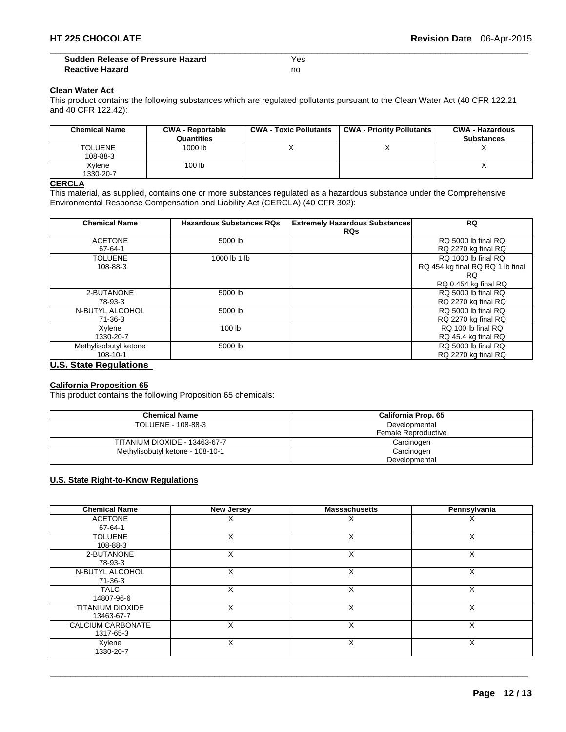| | |
|---|---|
| **Sudden Release of Pressure Hazard** | Yes |
| **Reactive Hazard** | no |

**Clean Water Act**

This product contains the following substances which are regulated pollutants pursuant to the Clean Water Act (40 CFR 122.21 and 40 CFR 122.42):

| Chemical Name | CWA - Reportable Quantities | CWA - Toxic Pollutants | CWA - Priority Pollutants | CWA - Hazardous Substances |
|---|---|---|---|---|
| TOLUENE 108-88-3 | 1000 lb | X | X | X |
| Xylene 1330-20-7 | 100 lb | | | X |

**CERCLA**

This material, as supplied, contains one or more substances regulated as a hazardous substance under the Comprehensive Environmental Response Compensation and Liability Act (CERCLA) (40 CFR 302):

| Chemical Name | Hazardous Substances RQs | Extremely Hazardous Substances RQs | RQ |
|---|---|---|---|
| ACETONE 67-64-1 | 5000 lb | | RQ 5000 lb final RQ RQ 2270 kg final RQ |
| TOLUENE 108-88-3 | 1000 lb 1 lb | | RQ 1000 lb final RQ RQ 454 kg final RQ RQ 1 lb final RQ RQ 0.454 kg final RQ |
| 2-BUTANONE 78-93-3 | 5000 lb | | RQ 5000 lb final RQ RQ 2270 kg final RQ |
| N-BUTYL ALCOHOL 71-36-3 | 5000 lb | | RQ 5000 lb final RQ RQ 2270 kg final RQ |
| Xylene 1330-20-7 | 100 lb | | RQ 100 lb final RQ RQ 45.4 kg final RQ |
| Methylisobutyl ketone 108-10-1 | 5000 lb | | RQ 5000 lb final RQ RQ 2270 kg final RQ |

## U.S. State Regulations

**California Proposition 65**

This product contains the following Proposition 65 chemicals:

| Chemical Name | California Prop. 65 |
|---|---|
| TOLUENE - 108-88-3 | Developmental Female Reproductive |
| TITANIUM DIOXIDE - 13463-67-7 | Carcinogen |
| Methylisobutyl ketone - 108-10-1 | Carcinogen Developmental |

**U.S. State Right-to-Know Regulations**

| Chemical Name | New Jersey | Massachusetts | Pennsylvania |
|---|---|---|---|
| ACETONE 67-64-1 | X | X | X |
| TOLUENE 108-88-3 | X | X | X |
| 2-BUTANONE 78-93-3 | X | X | X |
| N-BUTYL ALCOHOL 71-36-3 | X | X | X |
| TALC 14807-96-6 | X | X | X |
| TITANIUM DIOXIDE 13463-67-7 | X | X | X |
| CALCIUM CARBONATE 1317-65-3 | X | X | X |
| Xylene 1330-20-7 | X | X | X |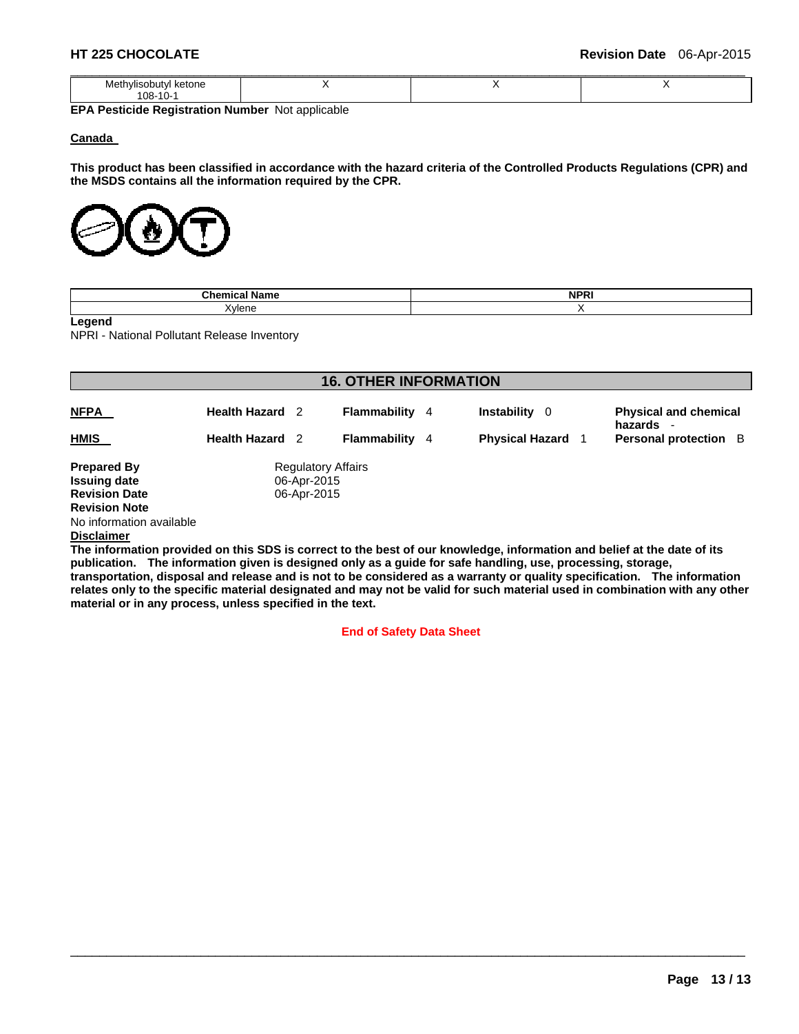| | | | |
|---|---|---|---|
| Methylisobutyl ketone 108-10-1 | X | X | X |

**EPA Pesticide Registration Number** Not applicable

**Canada**

**This product has been classified in accordance with the hazard criteria of the Controlled Products Regulations (CPR) and the MSDS contains all the information required by the CPR.**

| Chemical Name | NPRI |
|---|---|
| Xylene | X |

**Legend**
NPRI - National Pollutant Release Inventory

## 16. OTHER INFORMATION

| | | | | |
|---|---|---|---|---|
| **NFPA** | **Health Hazard** 2 | **Flammability** 4 | **Instability** 0 | **Physical and chemical hazards** - |
| **HMIS** | **Health Hazard** 2 | **Flammability** 4 | **Physical Hazard** 1 | **Personal protection** B |

**Prepared By** Regulatory Affairs
**Issuing date** 06-Apr-2015
**Revision Date** 06-Apr-2015
**Revision Note**
No information available

**Disclaimer**
**The information provided on this SDS is correct to the best of our knowledge, information and belief at the date of its publication. The information given is designed only as a guide for safe handling, use, processing, storage, transportation, disposal and release and is not to be considered as a warranty or quality specification. The information relates only to the specific material designated and may not be valid for such material used in combination with any other material or in any process, unless specified in the text.**

**End of Safety Data Sheet**